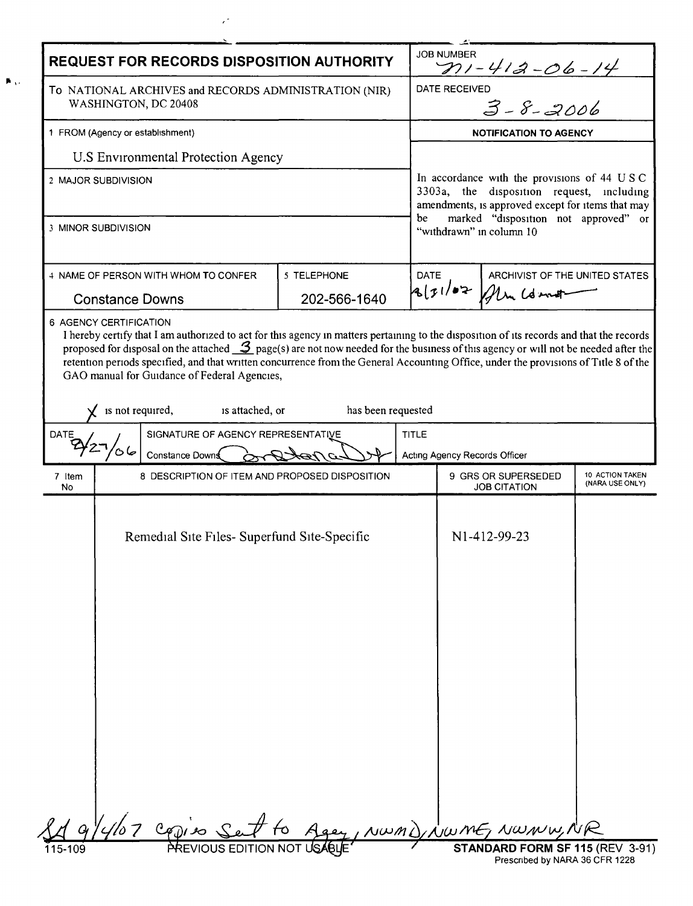# REQUEST FOR RECORDS DISPOSITION AUTHORITY

**JOB NUMBER:** N1-412-06-14

**DATE RECEIVED:** 3-8-2006

To NATIONAL ARCHIVES and RECORDS ADMINISTRATION (NIR)
WASHINGTON, DC 20408

1 FROM (Agency or establishment)

U.S Environmental Protection Agency

2 MAJOR SUBDIVISION

3 MINOR SUBDIVISION

**NOTIFICATION TO AGENCY**

In accordance with the provisions of 44 U S C 3303a, the disposition request, including amendments, is approved except for items that may be marked "disposition not approved" or "withdrawn" in column 10

| 4 NAME OF PERSON WITH WHOM TO CONFER | 5 TELEPHONE | DATE | ARCHIVIST OF THE UNITED STATES |
|---|---|---|---|
| Constance Downs | 202-566-1640 | 8/31/07 | Allen Weinstein |

6 AGENCY CERTIFICATION

I hereby certify that I am authorized to act for this agency in matters pertaining to the disposition of its records and that the records proposed for disposal on the attached 3 page(s) are not now needed for the business of this agency or will not be needed after the retention periods specified, and that written concurrence from the General Accounting Office, under the provisions of Title 8 of the GAO manual for Guidance of Federal Agencies,

X is not required, ☐ is attached, or ☐ has been requested

| DATE | SIGNATURE OF AGENCY REPRESENTATIVE | TITLE |
|---|---|---|
| 2/27/06 | Constance Downs | Acting Agency Records Officer |

| 7 Item No | 8 DESCRIPTION OF ITEM AND PROPOSED DISPOSITION | 9 GRS OR SUPERSEDED JOB CITATION | 10 ACTION TAKEN (NARA USE ONLY) |
|---|---|---|---|
| | Remedial Site Files- Superfund Site-Specific | N1-412-99-23 | |

SA 9/4/07 Copies Sent to Agency, NWMD, NWME, NWMW, NR

115-109 PREVIOUS EDITION NOT USABLE

**STANDARD FORM SF 115** (REV 3-91)
Prescribed by NARA 36 CFR 1228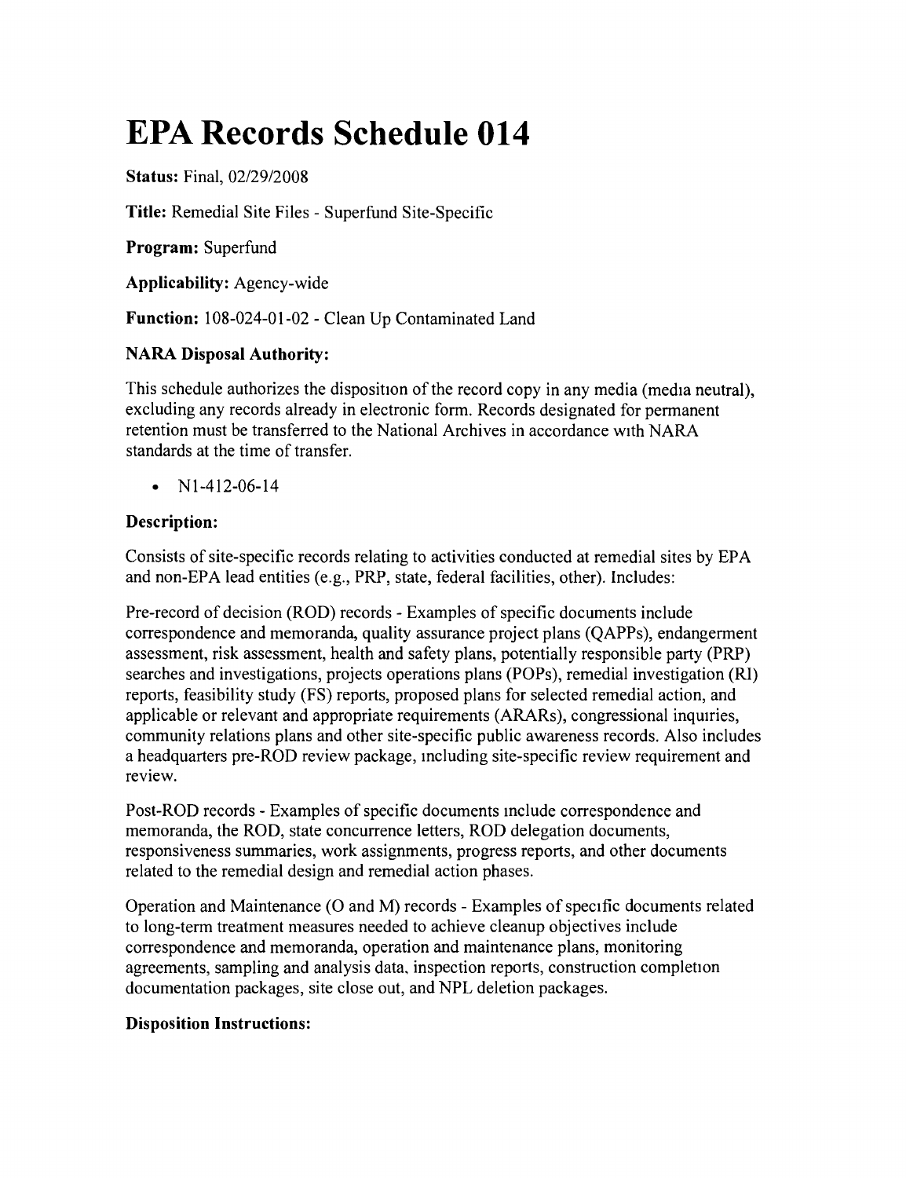# EPA Records Schedule 014

**Status:** Final, 02/29/2008

**Title:** Remedial Site Files - Superfund Site-Specific

**Program:** Superfund

**Applicability:** Agency-wide

**Function:** 108-024-01-02 - Clean Up Contaminated Land

### NARA Disposal Authority:

This schedule authorizes the disposition of the record copy in any media (media neutral), excluding any records already in electronic form. Records designated for permanent retention must be transferred to the National Archives in accordance with NARA standards at the time of transfer.

- N1-412-06-14

### Description:

Consists of site-specific records relating to activities conducted at remedial sites by EPA and non-EPA lead entities (e.g., PRP, state, federal facilities, other). Includes:

Pre-record of decision (ROD) records - Examples of specific documents include correspondence and memoranda, quality assurance project plans (QAPPs), endangerment assessment, risk assessment, health and safety plans, potentially responsible party (PRP) searches and investigations, projects operations plans (POPs), remedial investigation (RI) reports, feasibility study (FS) reports, proposed plans for selected remedial action, and applicable or relevant and appropriate requirements (ARARs), congressional inquiries, community relations plans and other site-specific public awareness records. Also includes a headquarters pre-ROD review package, including site-specific review requirement and review.

Post-ROD records - Examples of specific documents include correspondence and memoranda, the ROD, state concurrence letters, ROD delegation documents, responsiveness summaries, work assignments, progress reports, and other documents related to the remedial design and remedial action phases.

Operation and Maintenance (O and M) records - Examples of specific documents related to long-term treatment measures needed to achieve cleanup objectives include correspondence and memoranda, operation and maintenance plans, monitoring agreements, sampling and analysis data, inspection reports, construction completion documentation packages, site close out, and NPL deletion packages.

### Disposition Instructions: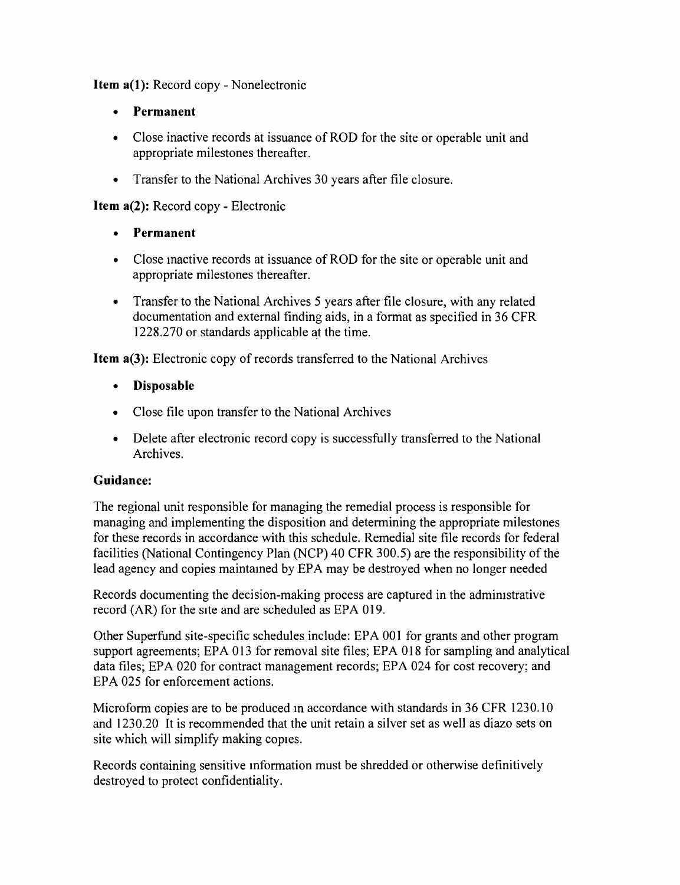**Item a(1):** Record copy - Nonelectronic

- **Permanent**
- Close inactive records at issuance of ROD for the site or operable unit and appropriate milestones thereafter.
- Transfer to the National Archives 30 years after file closure.

**Item a(2):** Record copy - Electronic

- **Permanent**
- Close inactive records at issuance of ROD for the site or operable unit and appropriate milestones thereafter.
- Transfer to the National Archives 5 years after file closure, with any related documentation and external finding aids, in a format as specified in 36 CFR 1228.270 or standards applicable at the time.

**Item a(3):** Electronic copy of records transferred to the National Archives

- **Disposable**
- Close file upon transfer to the National Archives
- Delete after electronic record copy is successfully transferred to the National Archives.

**Guidance:**

The regional unit responsible for managing the remedial process is responsible for managing and implementing the disposition and determining the appropriate milestones for these records in accordance with this schedule. Remedial site file records for federal facilities (National Contingency Plan (NCP) 40 CFR 300.5) are the responsibility of the lead agency and copies maintained by EPA may be destroyed when no longer needed

Records documenting the decision-making process are captured in the administrative record (AR) for the site and are scheduled as EPA 019.

Other Superfund site-specific schedules include: EPA 001 for grants and other program support agreements; EPA 013 for removal site files; EPA 018 for sampling and analytical data files; EPA 020 for contract management records; EPA 024 for cost recovery; and EPA 025 for enforcement actions.

Microform copies are to be produced in accordance with standards in 36 CFR 1230.10 and 1230.20 It is recommended that the unit retain a silver set as well as diazo sets on site which will simplify making copies.

Records containing sensitive information must be shredded or otherwise definitively destroyed to protect confidentiality.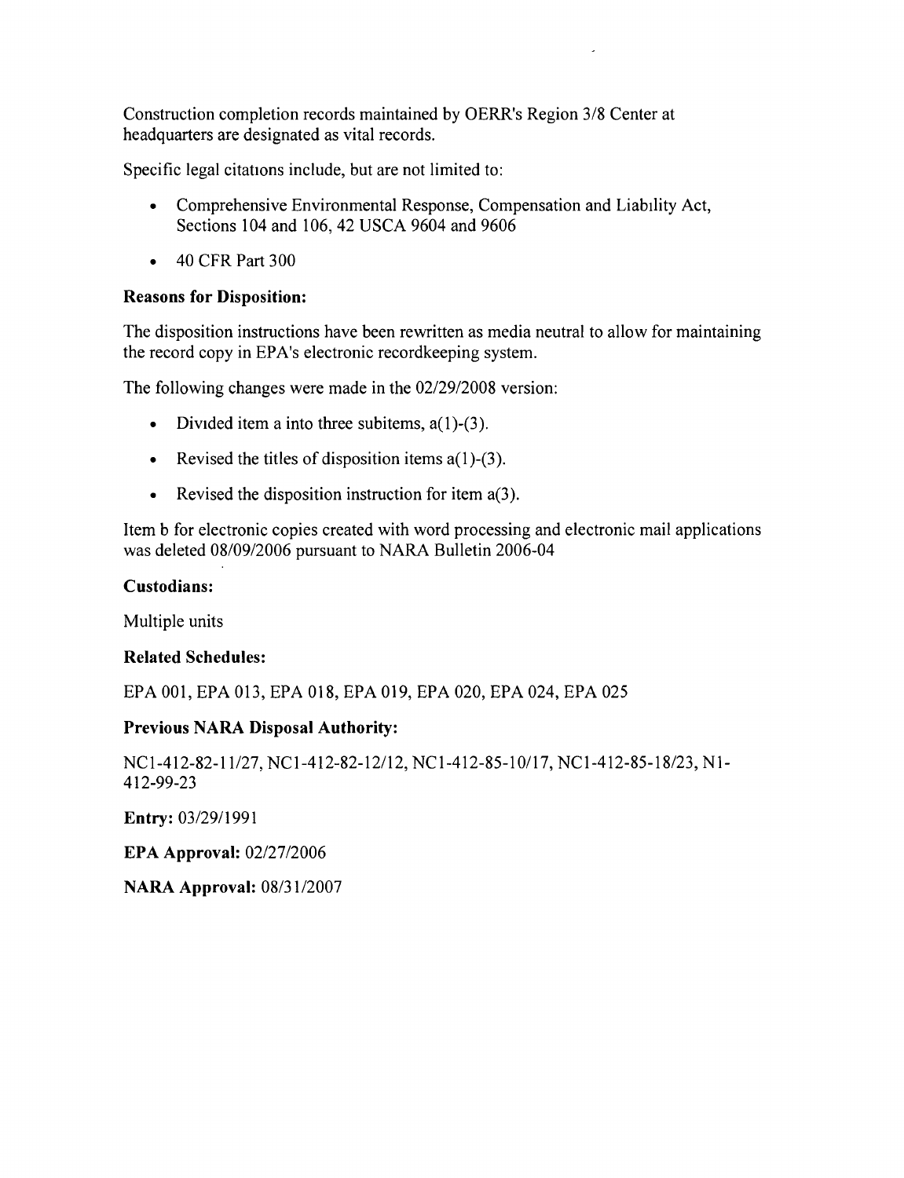Construction completion records maintained by OERR's Region 3/8 Center at headquarters are designated as vital records.

Specific legal citations include, but are not limited to:

- Comprehensive Environmental Response, Compensation and Liability Act, Sections 104 and 106, 42 USCA 9604 and 9606
- 40 CFR Part 300

**Reasons for Disposition:**

The disposition instructions have been rewritten as media neutral to allow for maintaining the record copy in EPA's electronic recordkeeping system.

The following changes were made in the 02/29/2008 version:

- Divided item a into three subitems, a(1)-(3).
- Revised the titles of disposition items a(1)-(3).
- Revised the disposition instruction for item a(3).

Item b for electronic copies created with word processing and electronic mail applications was deleted 08/09/2006 pursuant to NARA Bulletin 2006-04

**Custodians:**

Multiple units

**Related Schedules:**

EPA 001, EPA 013, EPA 018, EPA 019, EPA 020, EPA 024, EPA 025

**Previous NARA Disposal Authority:**

NC1-412-82-11/27, NC1-412-82-12/12, NC1-412-85-10/17, NC1-412-85-18/23, N1-412-99-23

**Entry:** 03/29/1991

**EPA Approval:** 02/27/2006

**NARA Approval:** 08/31/2007